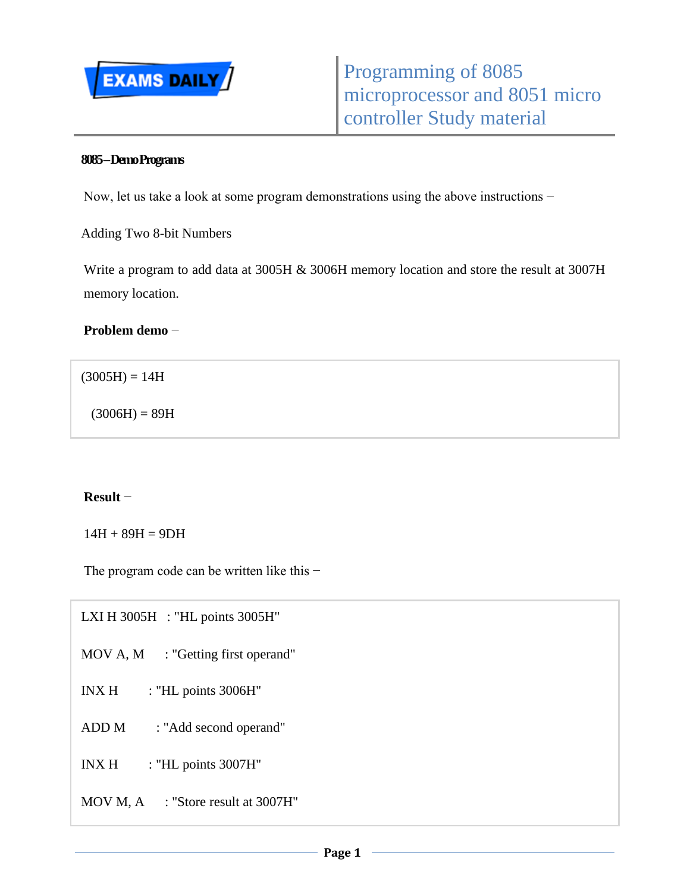# Programming of 8085 microprocessor and 8051 micro controller Study material

## 8085 – Demo Programs

Now, let us take a look at some program demonstrations using the above instructions −

Adding Two 8-bit Numbers

Write a program to add data at 3005H & 3006H memory location and store the result at 3007H memory location.

**Problem demo** −

```
(3005H) = 14H
  (3006H) = 89H
```

**Result** −

14H + 89H = 9DH

The program code can be written like this −

```
LXI H 3005H   : "HL points 3005H"
MOV A, M      : "Getting first operand"
INX H         : "HL points 3006H"
ADD M         : "Add second operand"
INX H         : "HL points 3007H"
MOV M, A      : "Store result at 3007H"
```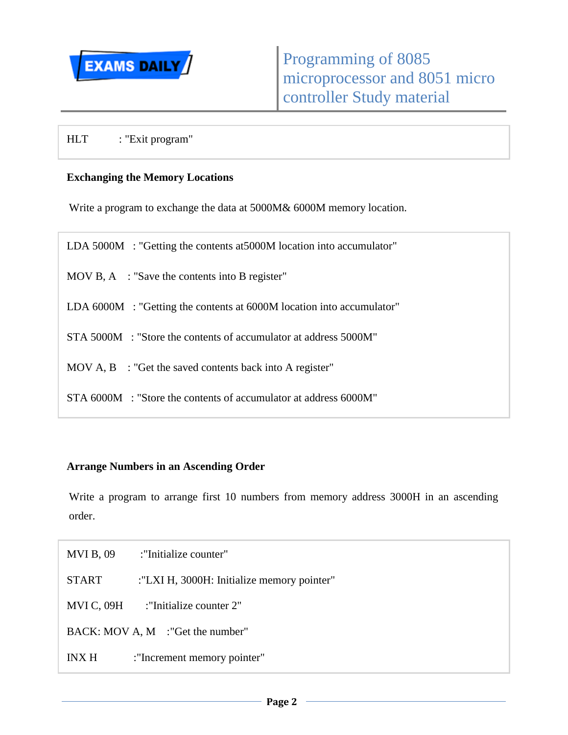```
HLT        : "Exit program"
```

**Exchanging the Memory Locations**

Write a program to exchange the data at 5000M& 6000M memory location.

```
LDA 5000M   : "Getting the contents at5000M location into accumulator"

MOV B, A    : "Save the contents into B register"

LDA 6000M   : "Getting the contents at 6000M location into accumulator"

STA 5000M   : "Store the contents of accumulator at address 5000M"

MOV A, B    : "Get the saved contents back into A register"

STA 6000M   : "Store the contents of accumulator at address 6000M"
```

**Arrange Numbers in an Ascending Order**

Write a program to arrange first 10 numbers from memory address 3000H in an ascending order.

```
MVI B, 09        :"Initialize counter"

START            :"LXI H, 3000H: Initialize memory pointer"

MVI C, 09H       :"Initialize counter 2"

BACK: MOV A, M   :"Get the number"

INX H            :"Increment memory pointer"
```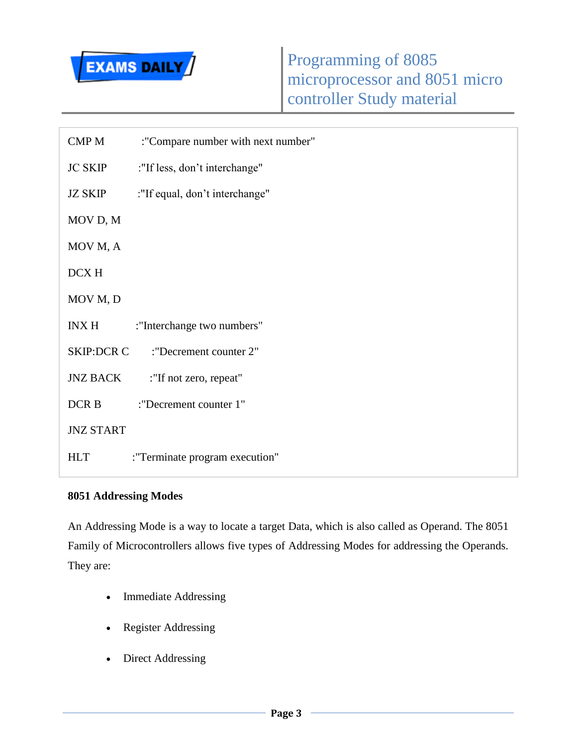```
CMP M          :"Compare number with next number"
JC SKIP        :"If less, don't interchange"
JZ SKIP        :"If equal, don't interchange"
MOV D, M
MOV M, A
DCX H
MOV M, D
INX H          :"Interchange two numbers"
SKIP:DCR C     :"Decrement counter 2"
JNZ BACK       :"If not zero, repeat"
DCR B          :"Decrement counter 1"
JNZ START
HLT            :"Terminate program execution"
```

**8051 Addressing Modes**

An Addressing Mode is a way to locate a target Data, which is also called as Operand. The 8051 Family of Microcontrollers allows five types of Addressing Modes for addressing the Operands. They are:

- Immediate Addressing
- Register Addressing
- Direct Addressing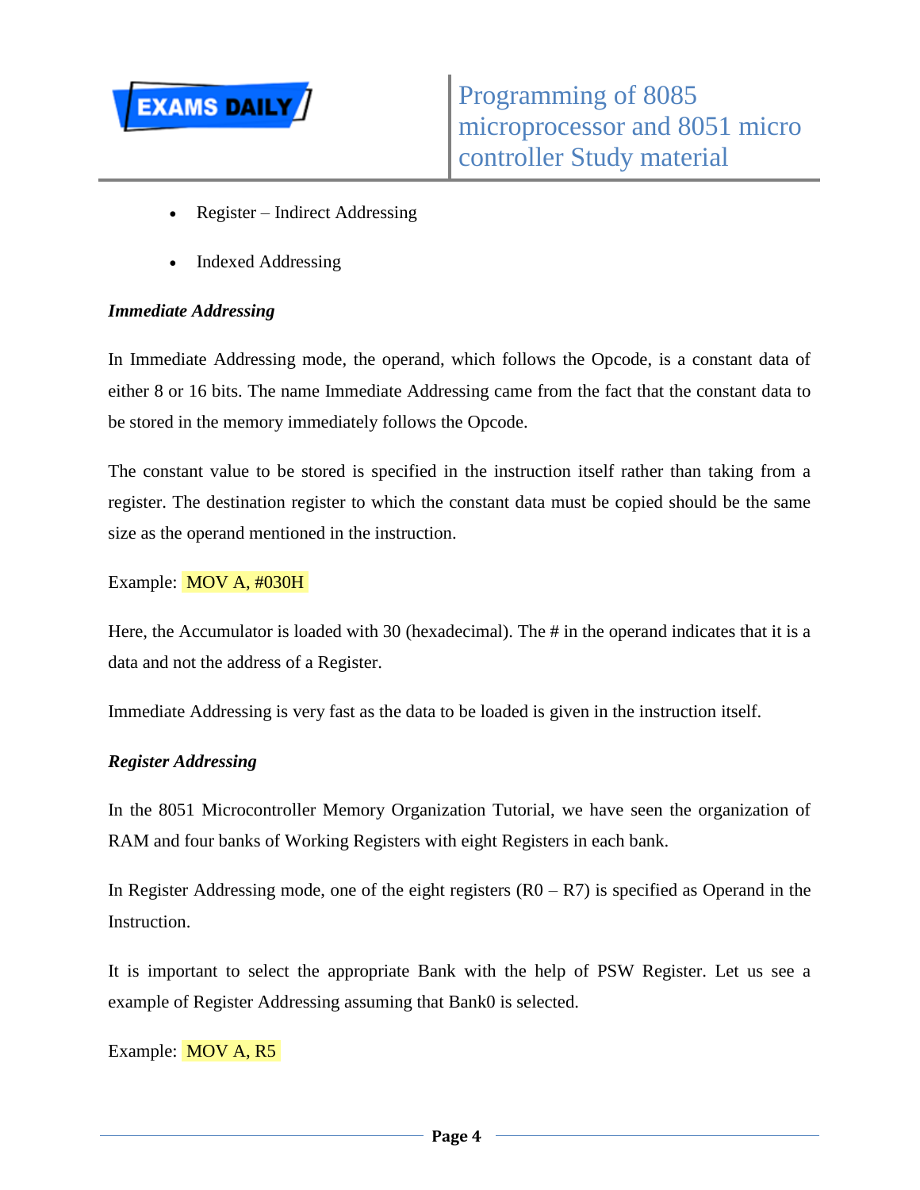- Register – Indirect Addressing
- Indexed Addressing

***Immediate Addressing***

In Immediate Addressing mode, the operand, which follows the Opcode, is a constant data of either 8 or 16 bits. The name Immediate Addressing came from the fact that the constant data to be stored in the memory immediately follows the Opcode.

The constant value to be stored is specified in the instruction itself rather than taking from a register. The destination register to which the constant data must be copied should be the same size as the operand mentioned in the instruction.

Example: MOV A, #030H

Here, the Accumulator is loaded with 30 (hexadecimal). The # in the operand indicates that it is a data and not the address of a Register.

Immediate Addressing is very fast as the data to be loaded is given in the instruction itself.

***Register Addressing***

In the 8051 Microcontroller Memory Organization Tutorial, we have seen the organization of RAM and four banks of Working Registers with eight Registers in each bank.

In Register Addressing mode, one of the eight registers (R0 – R7) is specified as Operand in the Instruction.

It is important to select the appropriate Bank with the help of PSW Register. Let us see a example of Register Addressing assuming that Bank0 is selected.

Example: MOV A, R5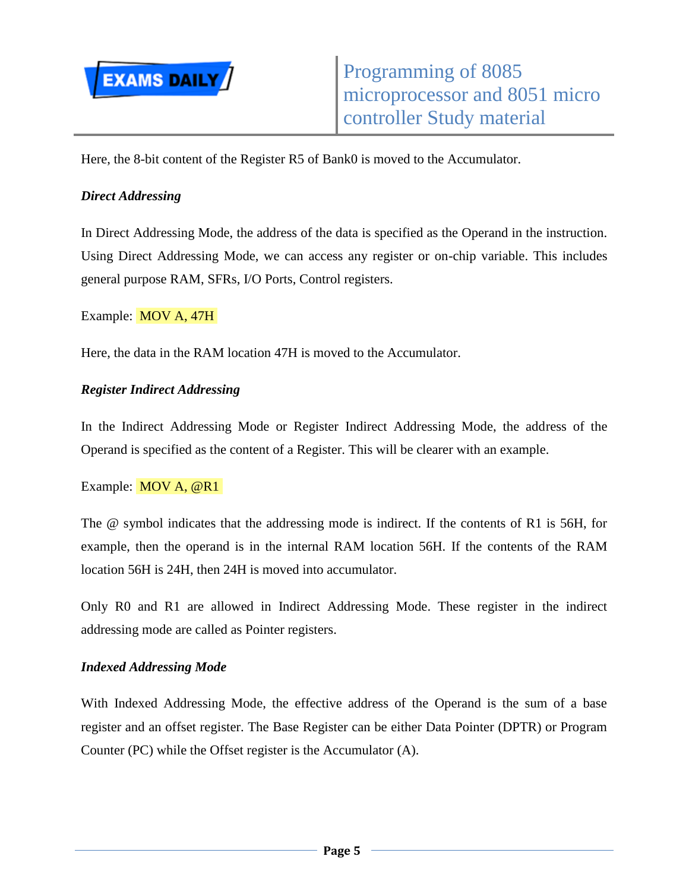Here, the 8-bit content of the Register R5 of Bank0 is moved to the Accumulator.

***Direct Addressing***

In Direct Addressing Mode, the address of the data is specified as the Operand in the instruction. Using Direct Addressing Mode, we can access any register or on-chip variable. This includes general purpose RAM, SFRs, I/O Ports, Control registers.

Example: MOV A, 47H

Here, the data in the RAM location 47H is moved to the Accumulator.

***Register Indirect Addressing***

In the Indirect Addressing Mode or Register Indirect Addressing Mode, the address of the Operand is specified as the content of a Register. This will be clearer with an example.

Example: MOV A, @R1

The @ symbol indicates that the addressing mode is indirect. If the contents of R1 is 56H, for example, then the operand is in the internal RAM location 56H. If the contents of the RAM location 56H is 24H, then 24H is moved into accumulator.

Only R0 and R1 are allowed in Indirect Addressing Mode. These register in the indirect addressing mode are called as Pointer registers.

***Indexed Addressing Mode***

With Indexed Addressing Mode, the effective address of the Operand is the sum of a base register and an offset register. The Base Register can be either Data Pointer (DPTR) or Program Counter (PC) while the Offset register is the Accumulator (A).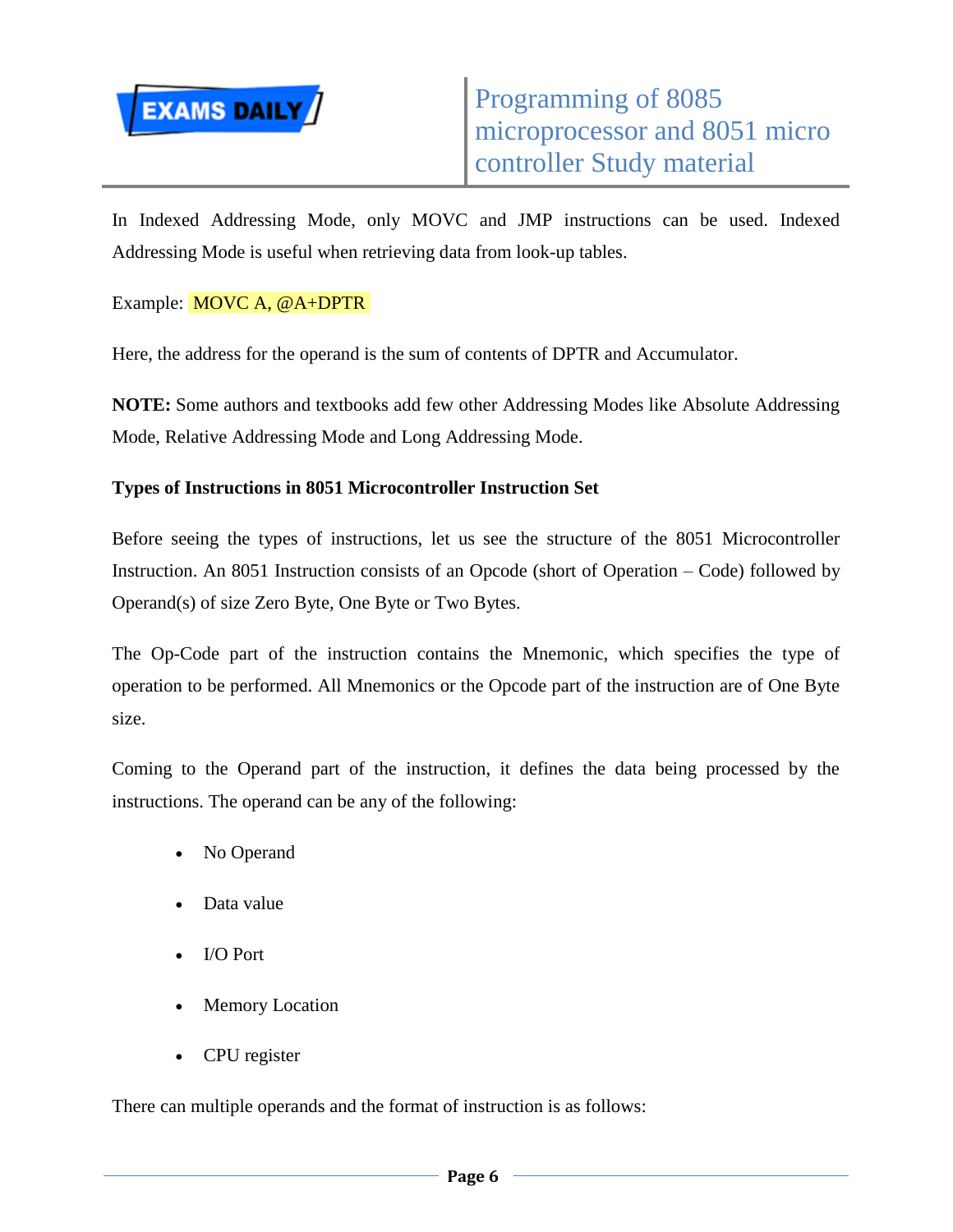In Indexed Addressing Mode, only MOVC and JMP instructions can be used. Indexed Addressing Mode is useful when retrieving data from look-up tables.

Example: MOVC A, @A+DPTR

Here, the address for the operand is the sum of contents of DPTR and Accumulator.

**NOTE:** Some authors and textbooks add few other Addressing Modes like Absolute Addressing Mode, Relative Addressing Mode and Long Addressing Mode.

**Types of Instructions in 8051 Microcontroller Instruction Set**

Before seeing the types of instructions, let us see the structure of the 8051 Microcontroller Instruction. An 8051 Instruction consists of an Opcode (short of Operation – Code) followed by Operand(s) of size Zero Byte, One Byte or Two Bytes.

The Op-Code part of the instruction contains the Mnemonic, which specifies the type of operation to be performed. All Mnemonics or the Opcode part of the instruction are of One Byte size.

Coming to the Operand part of the instruction, it defines the data being processed by the instructions. The operand can be any of the following:

- No Operand
- Data value
- I/O Port
- Memory Location
- CPU register

There can multiple operands and the format of instruction is as follows: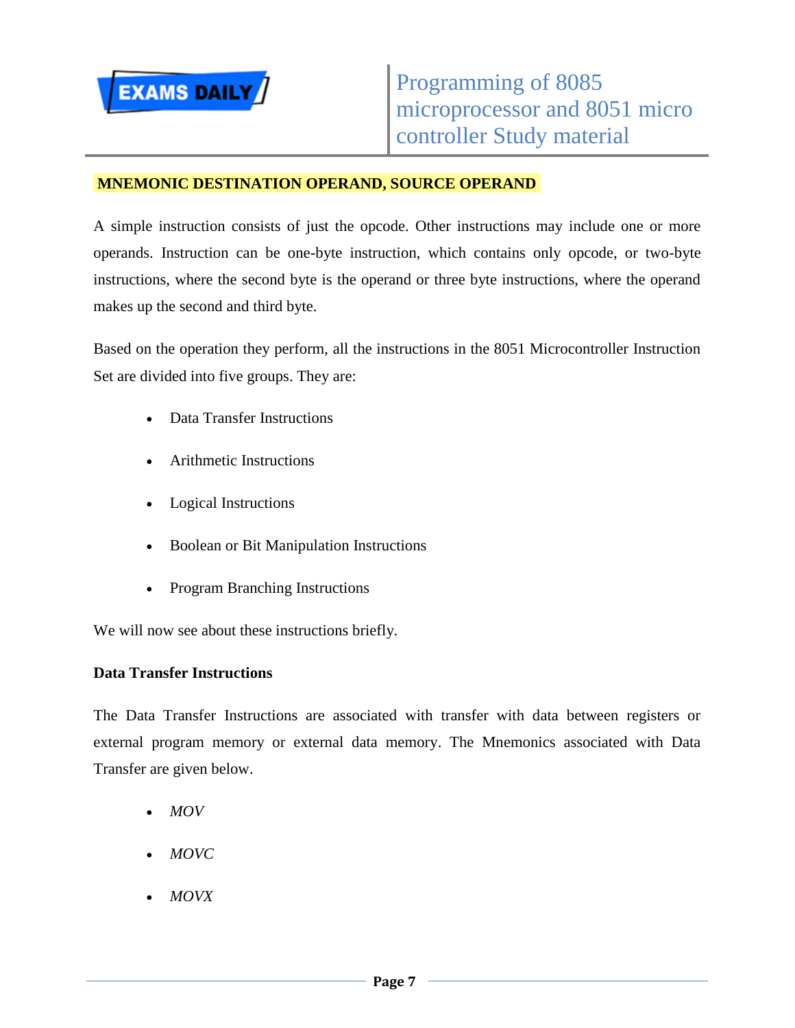**MNEMONIC DESTINATION OPERAND, SOURCE OPERAND**

A simple instruction consists of just the opcode. Other instructions may include one or more operands. Instruction can be one-byte instruction, which contains only opcode, or two-byte instructions, where the second byte is the operand or three byte instructions, where the operand makes up the second and third byte.

Based on the operation they perform, all the instructions in the 8051 Microcontroller Instruction Set are divided into five groups. They are:

- Data Transfer Instructions
- Arithmetic Instructions
- Logical Instructions
- Boolean or Bit Manipulation Instructions
- Program Branching Instructions

We will now see about these instructions briefly.

**Data Transfer Instructions**

The Data Transfer Instructions are associated with transfer with data between registers or external program memory or external data memory. The Mnemonics associated with Data Transfer are given below.

- *MOV*
- *MOVC*
- *MOVX*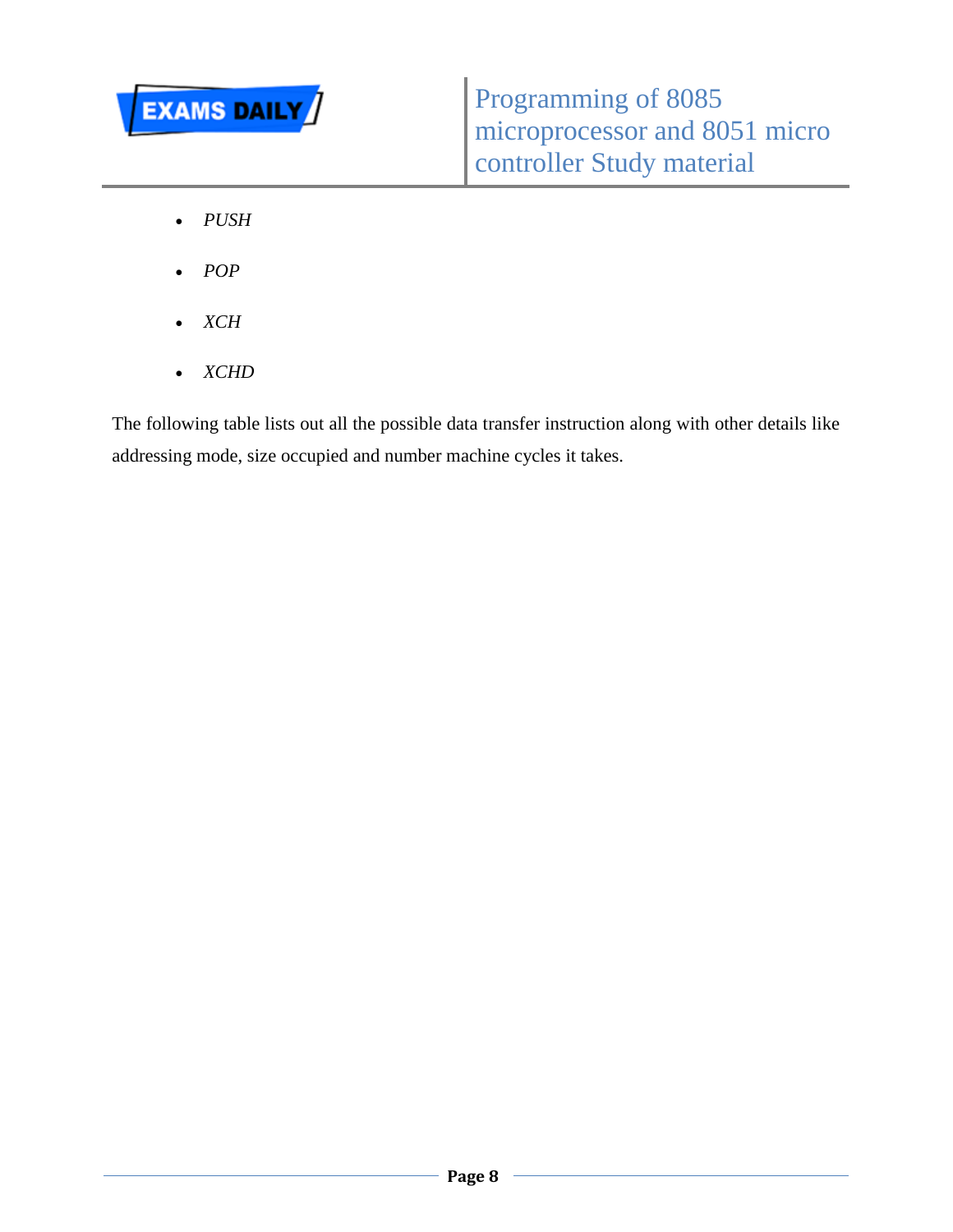- *PUSH*
- *POP*
- *XCH*
- *XCHD*

The following table lists out all the possible data transfer instruction along with other details like addressing mode, size occupied and number machine cycles it takes.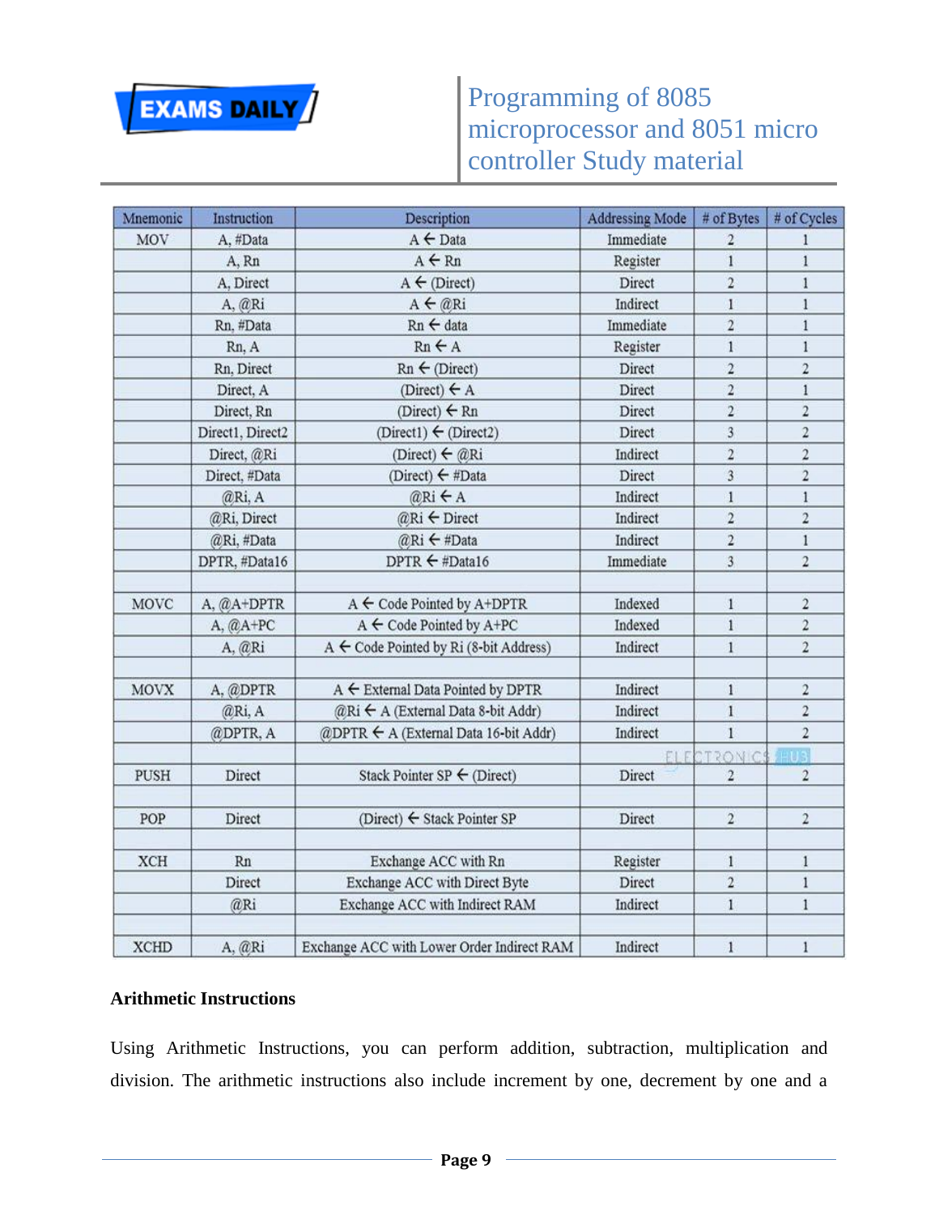| Mnemonic | Instruction | Description | Addressing Mode | # of Bytes | # of Cycles |
|---|---|---|---|---|---|
| MOV | A, #Data | A ← Data | Immediate | 2 | 1 |
| | A, Rn | A ← Rn | Register | 1 | 1 |
| | A, Direct | A ← (Direct) | Direct | 2 | 1 |
| | A, @Ri | A ← @Ri | Indirect | 1 | 1 |
| | Rn, #Data | Rn ← data | Immediate | 2 | 1 |
| | Rn, A | Rn ← A | Register | 1 | 1 |
| | Rn, Direct | Rn ← (Direct) | Direct | 2 | 2 |
| | Direct, A | (Direct) ← A | Direct | 2 | 1 |
| | Direct, Rn | (Direct) ← Rn | Direct | 2 | 2 |
| | Direct1, Direct2 | (Direct1) ← (Direct2) | Direct | 3 | 2 |
| | Direct, @Ri | (Direct) ← @Ri | Indirect | 2 | 2 |
| | Direct, #Data | (Direct) ← #Data | Direct | 3 | 2 |
| | @Ri, A | @Ri ← A | Indirect | 1 | 1 |
| | @Ri, Direct | @Ri ← Direct | Indirect | 2 | 2 |
| | @Ri, #Data | @Ri ← #Data | Indirect | 2 | 1 |
| | DPTR, #Data16 | DPTR ← #Data16 | Immediate | 3 | 2 |
| | | | | | |
| MOVC | A, @A+DPTR | A ← Code Pointed by A+DPTR | Indexed | 1 | 2 |
| | A, @A+PC | A ← Code Pointed by A+PC | Indexed | 1 | 2 |
| | A, @Ri | A ← Code Pointed by Ri (8-bit Address) | Indirect | 1 | 2 |
| | | | | | |
| MOVX | A, @DPTR | A ← External Data Pointed by DPTR | Indirect | 1 | 2 |
| | @Ri, A | @Ri ← A (External Data 8-bit Addr) | Indirect | 1 | 2 |
| | @DPTR, A | @DPTR ← A (External Data 16-bit Addr) | Indirect | 1 | 2 |
| | | | | | |
| PUSH | Direct | Stack Pointer SP ← (Direct) | Direct | 2 | 2 |
| | | | | | |
| POP | Direct | (Direct) ← Stack Pointer SP | Direct | 2 | 2 |
| | | | | | |
| XCH | Rn | Exchange ACC with Rn | Register | 1 | 1 |
| | Direct | Exchange ACC with Direct Byte | Direct | 2 | 1 |
| | @Ri | Exchange ACC with Indirect RAM | Indirect | 1 | 1 |
| | | | | | |
| XCHD | A, @Ri | Exchange ACC with Lower Order Indirect RAM | Indirect | 1 | 1 |

**Arithmetic Instructions**

Using Arithmetic Instructions, you can perform addition, subtraction, multiplication and division. The arithmetic instructions also include increment by one, decrement by one and a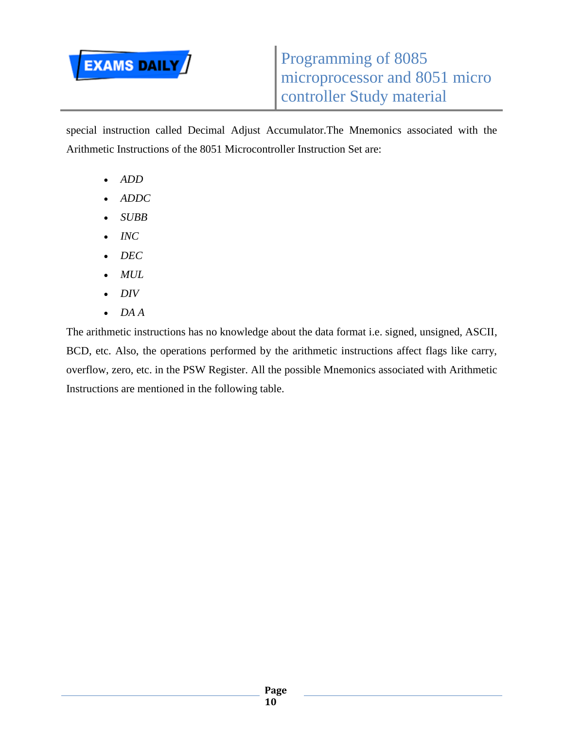special instruction called Decimal Adjust Accumulator.The Mnemonics associated with the Arithmetic Instructions of the 8051 Microcontroller Instruction Set are:

- *ADD*
- *ADDC*
- *SUBB*
- *INC*
- *DEC*
- *MUL*
- *DIV*
- *DA A*

The arithmetic instructions has no knowledge about the data format i.e. signed, unsigned, ASCII, BCD, etc. Also, the operations performed by the arithmetic instructions affect flags like carry, overflow, zero, etc. in the PSW Register. All the possible Mnemonics associated with Arithmetic Instructions are mentioned in the following table.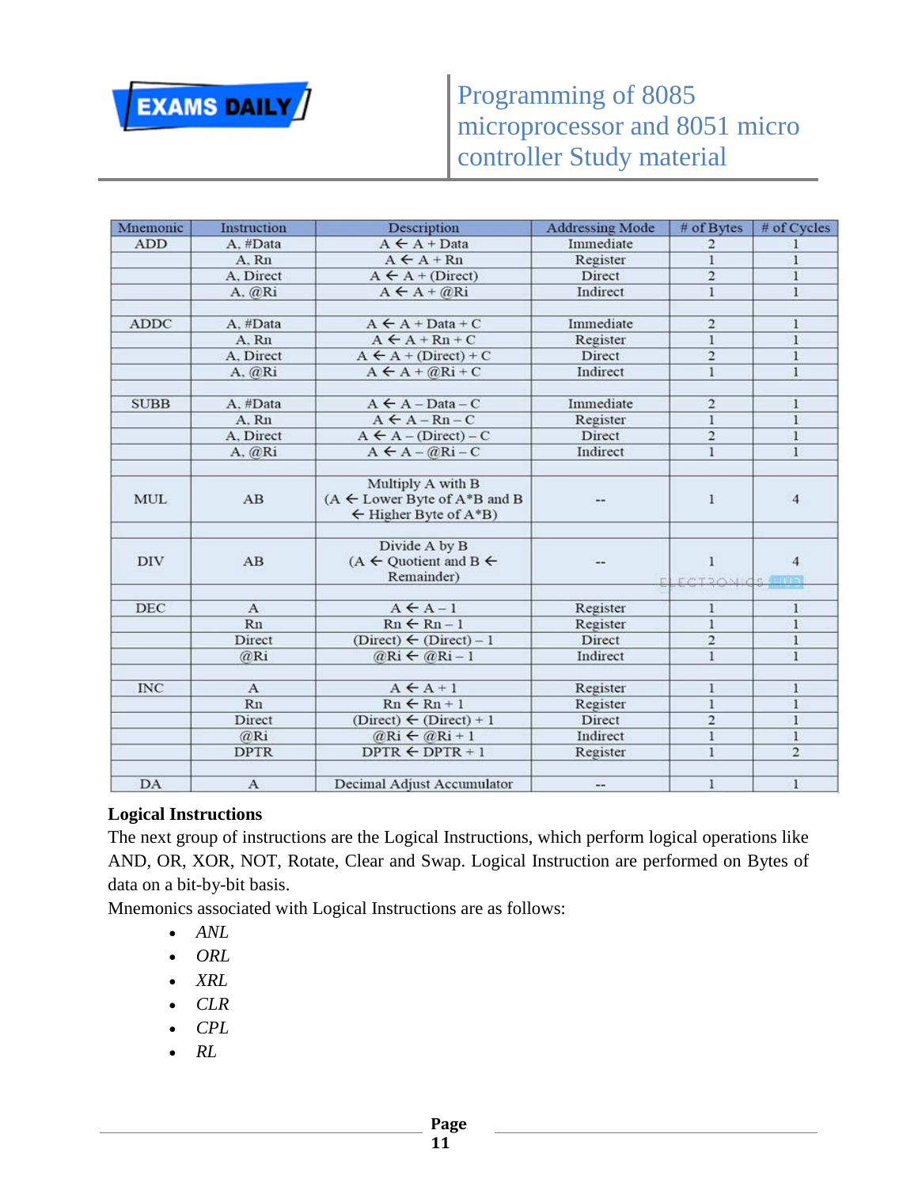| Mnemonic | Instruction | Description | Addressing Mode | # of Bytes | # of Cycles |
|---|---|---|---|---|---|
| ADD | A, #Data | A ← A + Data | Immediate | 2 | 1 |
| | A, Rn | A ← A + Rn | Register | 1 | 1 |
| | A, Direct | A ← A + (Direct) | Direct | 2 | 1 |
| | A, @Ri | A ← A + @Ri | Indirect | 1 | 1 |
| | | | | | |
| ADDC | A, #Data | A ← A + Data + C | Immediate | 2 | 1 |
| | A, Rn | A ← A + Rn + C | Register | 1 | 1 |
| | A, Direct | A ← A + (Direct) + C | Direct | 2 | 1 |
| | A, @Ri | A ← A + @Ri + C | Indirect | 1 | 1 |
| | | | | | |
| SUBB | A, #Data | A ← A – Data – C | Immediate | 2 | 1 |
| | A, Rn | A ← A – Rn – C | Register | 1 | 1 |
| | A, Direct | A ← A – (Direct) – C | Direct | 2 | 1 |
| | A, @Ri | A ← A – @Ri – C | Indirect | 1 | 1 |
| | | | | | |
| MUL | AB | Multiply A with B (A ← Lower Byte of A*B and B ← Higher Byte of A*B) | -- | 1 | 4 |
| | | | | | |
| DIV | AB | Divide A by B (A ← Quotient and B ← Remainder) | -- | 1 | 4 |
| | | | | | |
| DEC | A | A ← A – 1 | Register | 1 | 1 |
| | Rn | Rn ← Rn – 1 | Register | 1 | 1 |
| | Direct | (Direct) ← (Direct) – 1 | Direct | 2 | 1 |
| | @Ri | @Ri ← @Ri – 1 | Indirect | 1 | 1 |
| | | | | | |
| INC | A | A ← A + 1 | Register | 1 | 1 |
| | Rn | Rn ← Rn + 1 | Register | 1 | 1 |
| | Direct | (Direct) ← (Direct) + 1 | Direct | 2 | 1 |
| | @Ri | @Ri ← @Ri + 1 | Indirect | 1 | 1 |
| | DPTR | DPTR ← DPTR + 1 | Register | 1 | 2 |
| | | | | | |
| DA | A | Decimal Adjust Accumulator | -- | 1 | 1 |

**Logical Instructions**

The next group of instructions are the Logical Instructions, which perform logical operations like AND, OR, XOR, NOT, Rotate, Clear and Swap. Logical Instruction are performed on Bytes of data on a bit-by-bit basis.

Mnemonics associated with Logical Instructions are as follows:

- *ANL*
- *ORL*
- *XRL*
- *CLR*
- *CPL*
- *RL*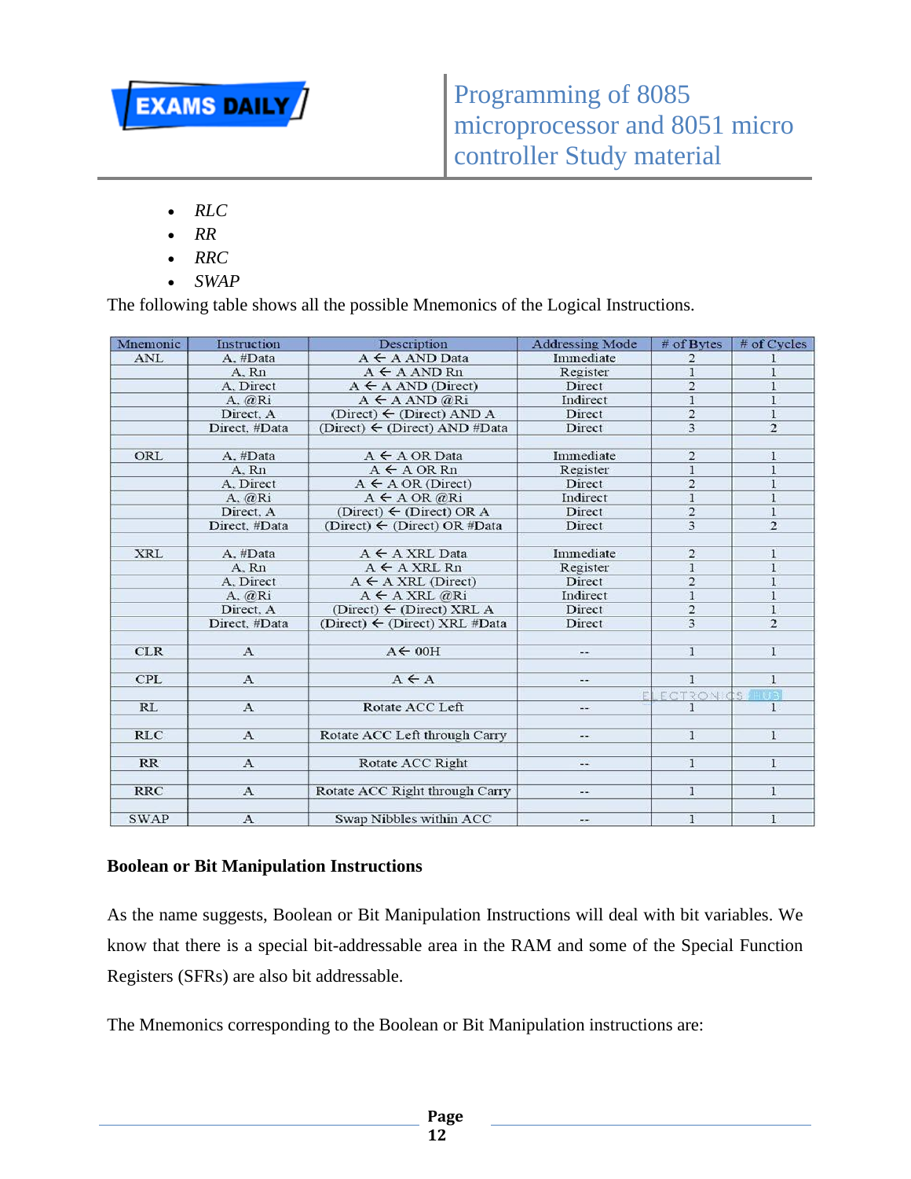- *RLC*
- *RR*
- *RRC*
- *SWAP*

The following table shows all the possible Mnemonics of the Logical Instructions.

| Mnemonic | Instruction | Description | Addressing Mode | # of Bytes | # of Cycles |
|---|---|---|---|---|---|
| ANL | A, #Data | A ← A AND Data | Immediate | 2 | 1 |
| | A, Rn | A ← A AND Rn | Register | 1 | 1 |
| | A, Direct | A ← A AND (Direct) | Direct | 2 | 1 |
| | A, @Ri | A ← A AND @Ri | Indirect | 1 | 1 |
| | Direct, A | (Direct) ← (Direct) AND A | Direct | 2 | 1 |
| | Direct, #Data | (Direct) ← (Direct) AND #Data | Direct | 3 | 2 |
| | | | | | |
| ORL | A, #Data | A ← A OR Data | Immediate | 2 | 1 |
| | A, Rn | A ← A OR Rn | Register | 1 | 1 |
| | A, Direct | A ← A OR (Direct) | Direct | 2 | 1 |
| | A, @Ri | A ← A OR @Ri | Indirect | 1 | 1 |
| | Direct, A | (Direct) ← (Direct) OR A | Direct | 2 | 1 |
| | Direct, #Data | (Direct) ← (Direct) OR #Data | Direct | 3 | 2 |
| | | | | | |
| XRL | A, #Data | A ← A XRL Data | Immediate | 2 | 1 |
| | A, Rn | A ← A XRL Rn | Register | 1 | 1 |
| | A, Direct | A ← A XRL (Direct) | Direct | 2 | 1 |
| | A, @Ri | A ← A XRL @Ri | Indirect | 1 | 1 |
| | Direct, A | (Direct) ← (Direct) XRL A | Direct | 2 | 1 |
| | Direct, #Data | (Direct) ← (Direct) XRL #Data | Direct | 3 | 2 |
| | | | | | |
| CLR | A | A← 00H | -- | 1 | 1 |
| | | | | | |
| CPL | A | A ← A | -- | 1 | 1 |
| | | | | | |
| RL | A | Rotate ACC Left | -- | 1 | 1 |
| | | | | | |
| RLC | A | Rotate ACC Left through Carry | -- | 1 | 1 |
| | | | | | |
| RR | A | Rotate ACC Right | -- | 1 | 1 |
| | | | | | |
| RRC | A | Rotate ACC Right through Carry | -- | 1 | 1 |
| | | | | | |
| SWAP | A | Swap Nibbles within ACC | -- | 1 | 1 |

**Boolean or Bit Manipulation Instructions**

As the name suggests, Boolean or Bit Manipulation Instructions will deal with bit variables. We know that there is a special bit-addressable area in the RAM and some of the Special Function Registers (SFRs) are also bit addressable.

The Mnemonics corresponding to the Boolean or Bit Manipulation instructions are: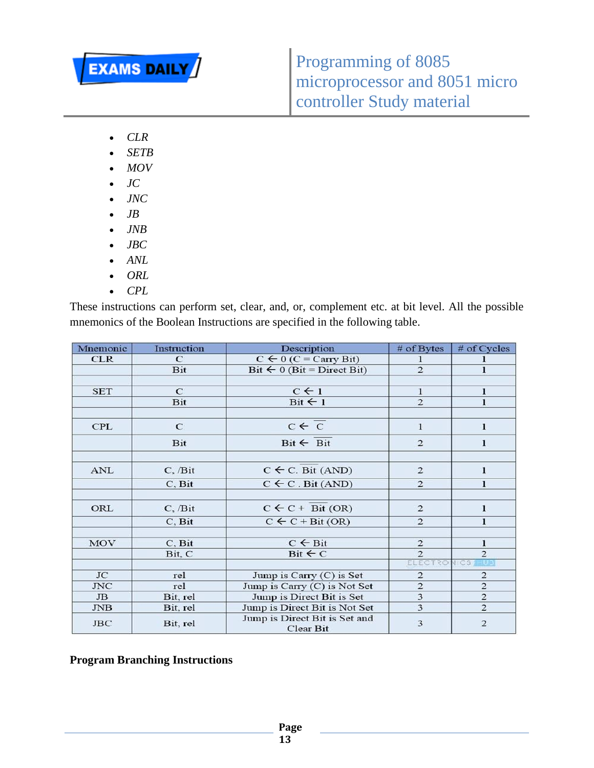- *CLR*
- *SETB*
- *MOV*
- *JC*
- *JNC*
- *JB*
- *JNB*
- *JBC*
- *ANL*
- *ORL*
- *CPL*

These instructions can perform set, clear, and, or, complement etc. at bit level. All the possible mnemonics of the Boolean Instructions are specified in the following table.

| Mnemonic | Instruction | Description | # of Bytes | # of Cycles |
|---|---|---|---|---|
| CLR | C | C ← 0 (C = Carry Bit) | 1 | 1 |
| | Bit | Bit ← 0 (Bit = Direct Bit) | 2 | 1 |
| | | | | |
| SET | C | C ← 1 | 1 | 1 |
| | Bit | Bit ← 1 | 2 | 1 |
| | | | | |
| CPL | C | C ← $\overline{C}$ | 1 | 1 |
| | Bit | Bit ← $\overline{Bit}$ | 2 | 1 |
| | | | | |
| ANL | C, /Bit | C ← C. $\overline{Bit}$ (AND) | 2 | 1 |
| | C, Bit | C ← C . Bit (AND) | 2 | 1 |
| | | | | |
| ORL | C, /Bit | C ← C + $\overline{Bit}$ (OR) | 2 | 1 |
| | C, Bit | C ← C + Bit (OR) | 2 | 1 |
| | | | | |
| MOV | C, Bit | C ← Bit | 2 | 1 |
| | Bit, C | Bit ← C | 2 | 2 |
| | | | | |
| JC | rel | Jump is Carry (C) is Set | 2 | 2 |
| JNC | rel | Jump is Carry (C) is Not Set | 2 | 2 |
| JB | Bit, rel | Jump is Direct Bit is Set | 3 | 2 |
| JNB | Bit, rel | Jump is Direct Bit is Not Set | 3 | 2 |
| JBC | Bit, rel | Jump is Direct Bit is Set and Clear Bit | 3 | 2 |

**Program Branching Instructions**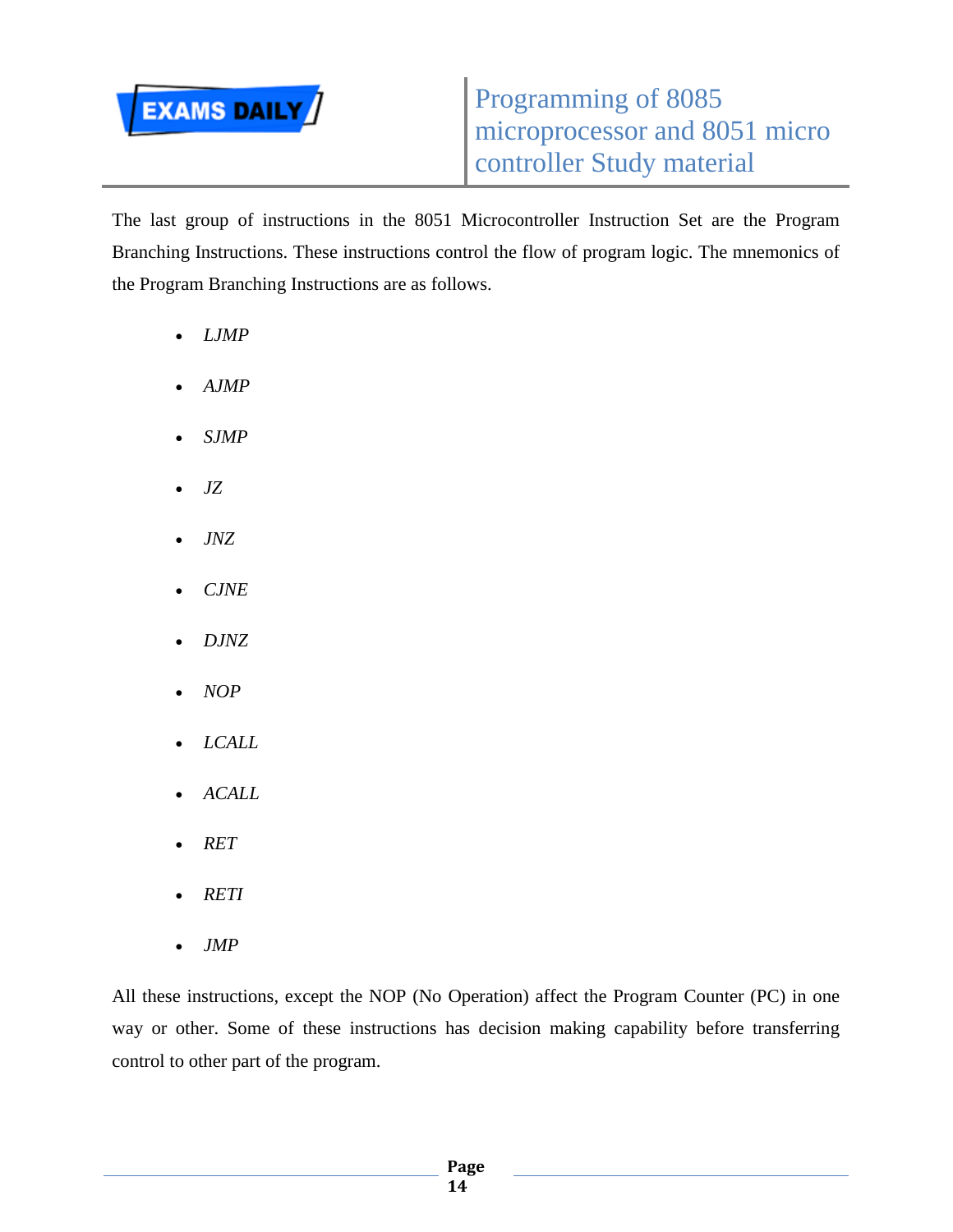The last group of instructions in the 8051 Microcontroller Instruction Set are the Program Branching Instructions. These instructions control the flow of program logic. The mnemonics of the Program Branching Instructions are as follows.

- *LJMP*
- *AJMP*
- *SJMP*
- *JZ*
- *JNZ*
- *CJNE*
- *DJNZ*
- *NOP*
- *LCALL*
- *ACALL*
- *RET*
- *RETI*
- *JMP*

All these instructions, except the NOP (No Operation) affect the Program Counter (PC) in one way or other. Some of these instructions has decision making capability before transferring control to other part of the program.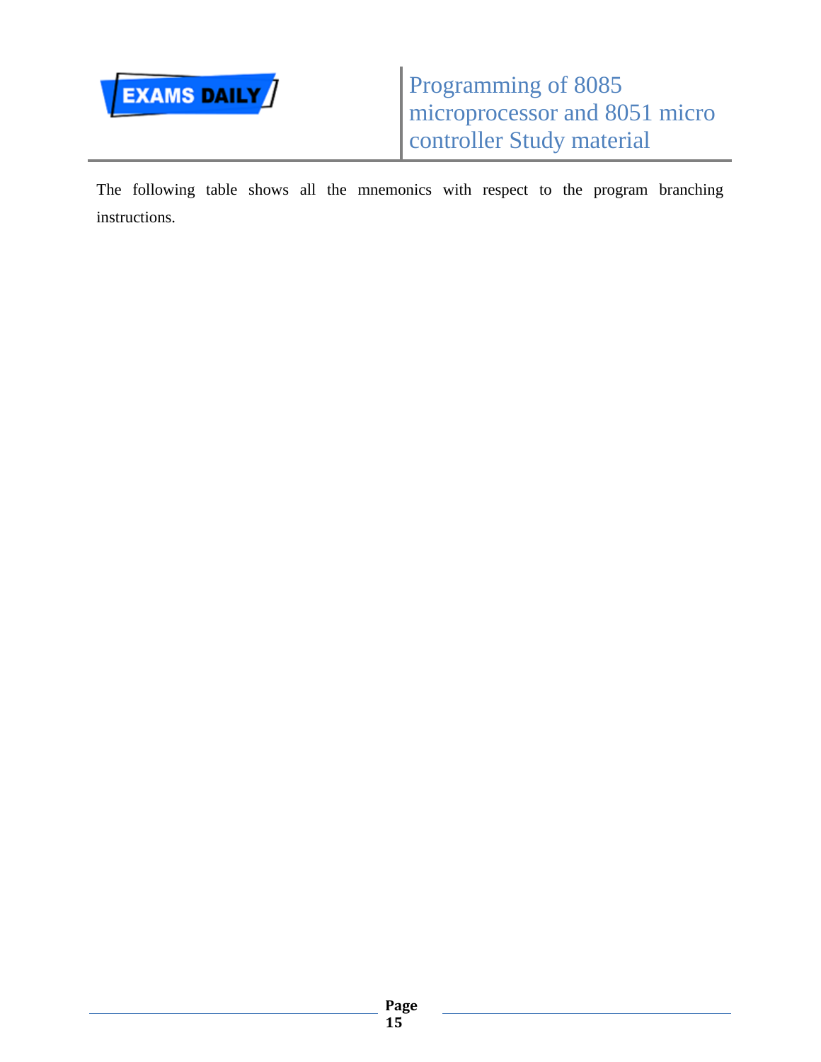The following table shows all the mnemonics with respect to the program branching instructions.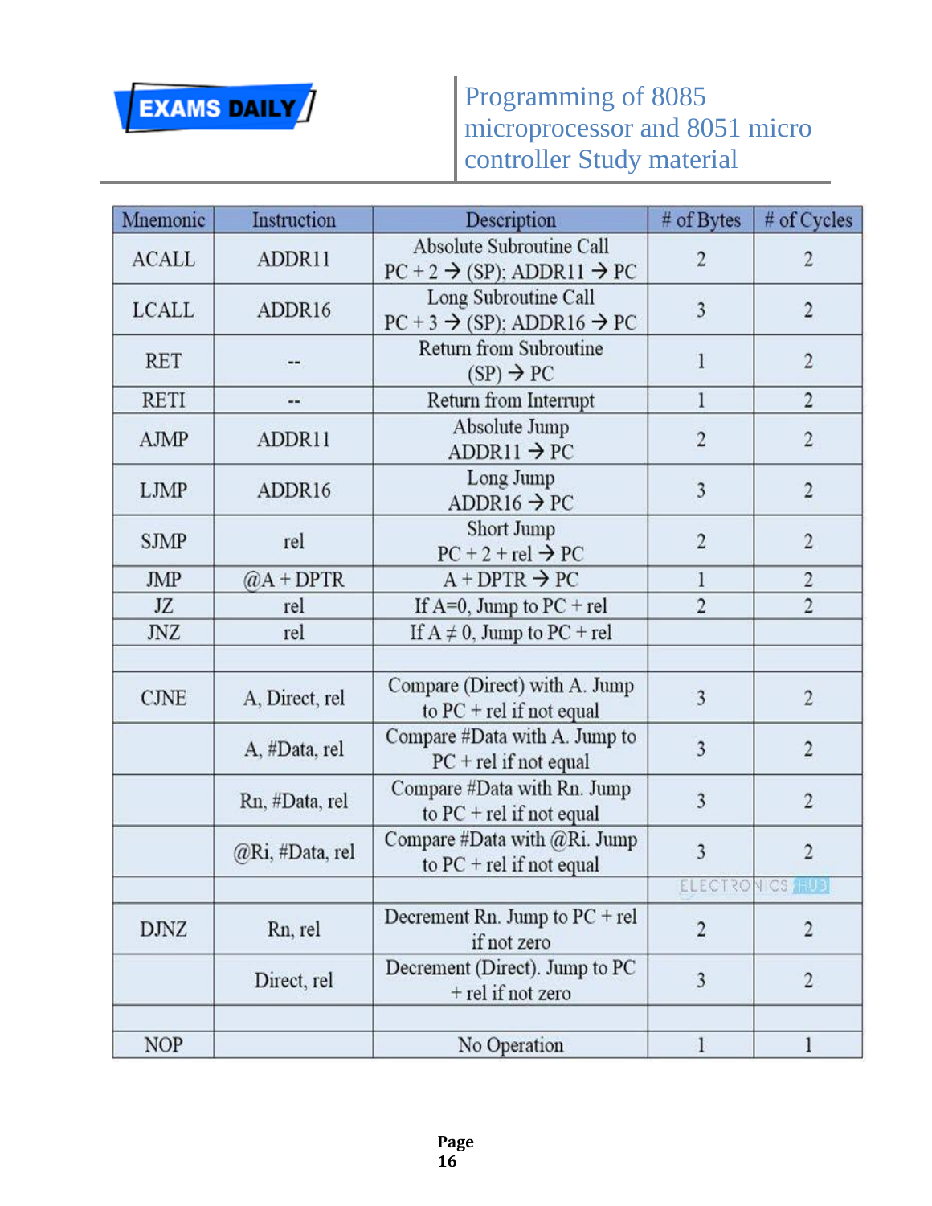| Mnemonic | Instruction | Description | # of Bytes | # of Cycles |
|---|---|---|---|---|
| ACALL | ADDR11 | Absolute Subroutine Call<br>PC + 2 → (SP); ADDR11 → PC | 2 | 2 |
| LCALL | ADDR16 | Long Subroutine Call<br>PC + 3 → (SP); ADDR16 → PC | 3 | 2 |
| RET | -- | Return from Subroutine<br>(SP) → PC | 1 | 2 |
| RETI | -- | Return from Interrupt | 1 | 2 |
| AJMP | ADDR11 | Absolute Jump<br>ADDR11 → PC | 2 | 2 |
| LJMP | ADDR16 | Long Jump<br>ADDR16 → PC | 3 | 2 |
| SJMP | rel | Short Jump<br>PC + 2 + rel → PC | 2 | 2 |
| JMP | @A + DPTR | A + DPTR → PC | 1 | 2 |
| JZ | rel | If A=0, Jump to PC + rel | 2 | 2 |
| JNZ | rel | If A ≠ 0, Jump to PC + rel | | |
| | | | | |
| CJNE | A, Direct, rel | Compare (Direct) with A. Jump to PC + rel if not equal | 3 | 2 |
| | A, #Data, rel | Compare #Data with A. Jump to PC + rel if not equal | 3 | 2 |
| | Rn, #Data, rel | Compare #Data with Rn. Jump to PC + rel if not equal | 3 | 2 |
| | @Ri, #Data, rel | Compare #Data with @Ri. Jump to PC + rel if not equal | 3 | 2 |
| | | | | |
| DJNZ | Rn, rel | Decrement Rn. Jump to PC + rel if not zero | 2 | 2 |
| | Direct, rel | Decrement (Direct). Jump to PC + rel if not zero | 3 | 2 |
| | | | | |
| NOP | | No Operation | 1 | 1 |